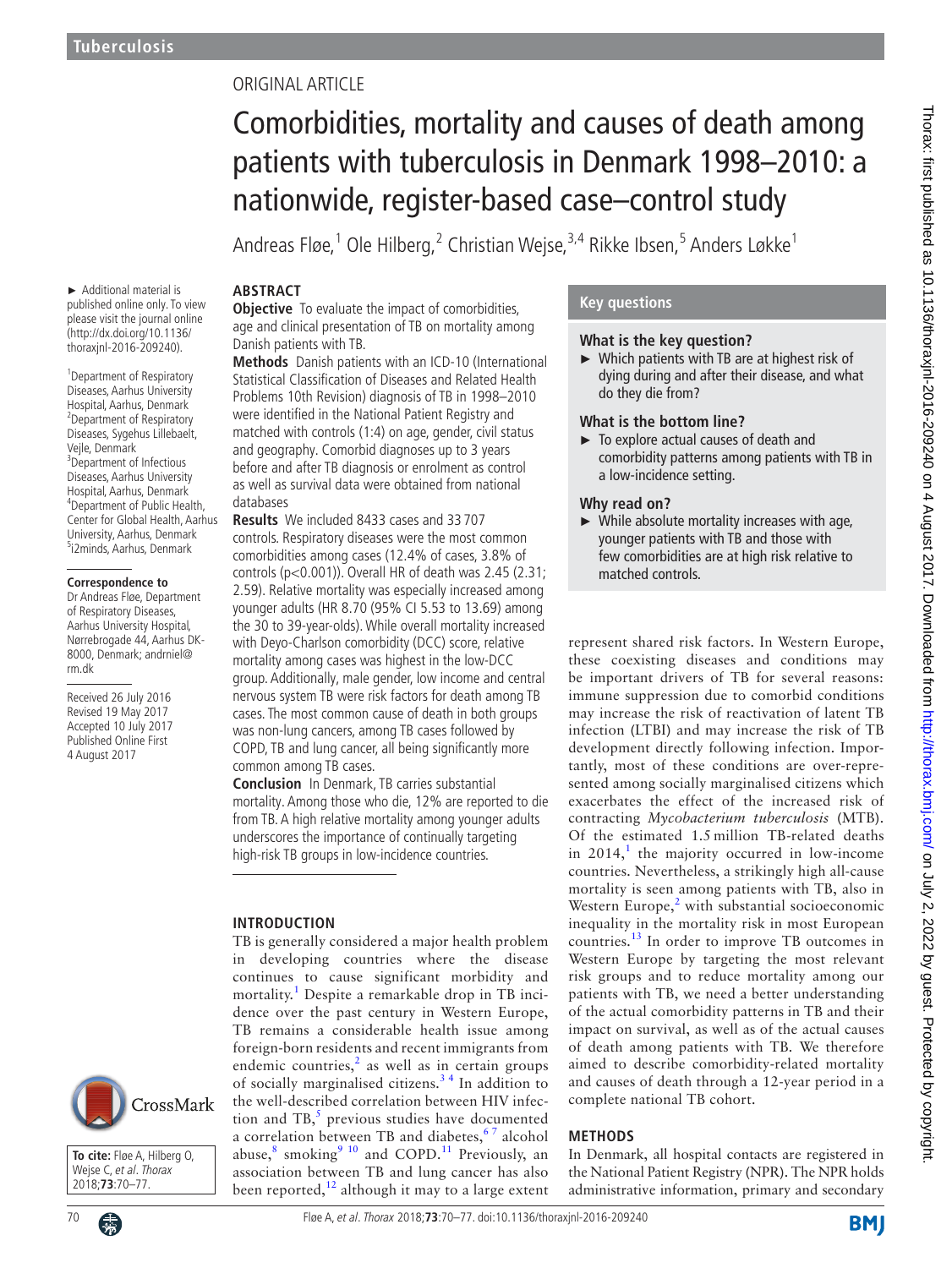ORIGINAL ARTICLE

# Comorbidities, mortality and causes of death among patients with tuberculosis in Denmark 1998–2010: a nationwide, register-based case–control study

Andreas Fløe,[1] Ole Hilberg,[2] Christian Wejse,[3,4] Rikke Ibsen,[5] Anders Løkke[1]

► Additional material is published online only. To view please visit the journal online (http://dx.doi.org/10.1136/thoraxjnl-2016-209240).

[1]Department of Respiratory Diseases, Aarhus University Hospital, Aarhus, Denmark
[2]Department of Respiratory Diseases, Sygehus Lillebaelt, Vejle, Denmark
[3]Department of Infectious Diseases, Aarhus University Hospital, Aarhus, Denmark
[4]Department of Public Health, Center for Global Health, Aarhus University, Aarhus, Denmark
[5]i2minds, Aarhus, Denmark

**Correspondence to**
Dr Andreas Fløe, Department of Respiratory Diseases, Aarhus University Hospital, Nørrebrogade 44, Aarhus DK-8000, Denmark; andrniel@rm.dk

Received 26 July 2016
Revised 19 May 2017
Accepted 10 July 2017
Published Online First 4 August 2017

## ABSTRACT

**Objective** To evaluate the impact of comorbidities, age and clinical presentation of TB on mortality among Danish patients with TB.

**Methods** Danish patients with an ICD-10 (International Statistical Classification of Diseases and Related Health Problems 10th Revision) diagnosis of TB in 1998–2010 were identified in the National Patient Registry and matched with controls (1:4) on age, gender, civil status and geography. Comorbid diagnoses up to 3 years before and after TB diagnosis or enrolment as control as well as survival data were obtained from national databases

**Results** We included 8433 cases and 33 707 controls. Respiratory diseases were the most common comorbidities among cases (12.4% of cases, 3.8% of controls (p<0.001)). Overall HR of death was 2.45 (2.31; 2.59). Relative mortality was especially increased among younger adults (HR 8.70 (95% CI 5.53 to 13.69) among the 30 to 39-year-olds). While overall mortality increased with Deyo-Charlson comorbidity (DCC) score, relative mortality among cases was highest in the low-DCC group. Additionally, male gender, low income and central nervous system TB were risk factors for death among TB cases. The most common cause of death in both groups was non-lung cancers, among TB cases followed by COPD, TB and lung cancer, all being significantly more common among TB cases.

**Conclusion** In Denmark, TB carries substantial mortality. Among those who die, 12% are reported to die from TB. A high relative mortality among younger adults underscores the importance of continually targeting high-risk TB groups in low-incidence countries.

## Key questions

### What is the key question?

► Which patients with TB are at highest risk of dying during and after their disease, and what do they die from?

### What is the bottom line?

► To explore actual causes of death and comorbidity patterns among patients with TB in a low-incidence setting.

### Why read on?

► While absolute mortality increases with age, younger patients with TB and those with few comorbidities are at high risk relative to matched controls.

## INTRODUCTION

TB is generally considered a major health problem in developing countries where the disease continues to cause significant morbidity and mortality.[1] Despite a remarkable drop in TB incidence over the past century in Western Europe, TB remains a considerable health issue among foreign-born residents and recent immigrants from endemic countries,[2] as well as in certain groups of socially marginalised citizens.[3 4] In addition to the well-described correlation between HIV infection and TB,[5] previous studies have documented a correlation between TB and diabetes,[6 7] alcohol abuse,[8] smoking[9 10] and COPD.[11] Previously, an association between TB and lung cancer has also been reported,[12] although it may to a large extent represent shared risk factors. In Western Europe, these coexisting diseases and conditions may be important drivers of TB for several reasons: immune suppression due to comorbid conditions may increase the risk of reactivation of latent TB infection (LTBI) and may increase the risk of TB development directly following infection. Importantly, most of these conditions are over-represented among socially marginalised citizens which exacerbates the effect of the increased risk of contracting *Mycobacterium tuberculosis* (MTB). Of the estimated 1.5 million TB-related deaths in 2014,[1] the majority occurred in low-income countries. Nevertheless, a strikingly high all-cause mortality is seen among patients with TB, also in Western Europe,[2] with substantial socioeconomic inequality in the mortality risk in most European countries.[13] In order to improve TB outcomes in Western Europe by targeting the most relevant risk groups and to reduce mortality among our patients with TB, we need a better understanding of the actual comorbidity patterns in TB and their impact on survival, as well as of the actual causes of death among patients with TB. We therefore aimed to describe comorbidity-related mortality and causes of death through a 12-year period in a complete national TB cohort.

## METHODS

In Denmark, all hospital contacts are registered in the National Patient Registry (NPR). The NPR holds administrative information, primary and secondary

**To cite:** Fløe A, Hilberg O, Wejse C, *et al*. *Thorax* 2018;**73**:70–77.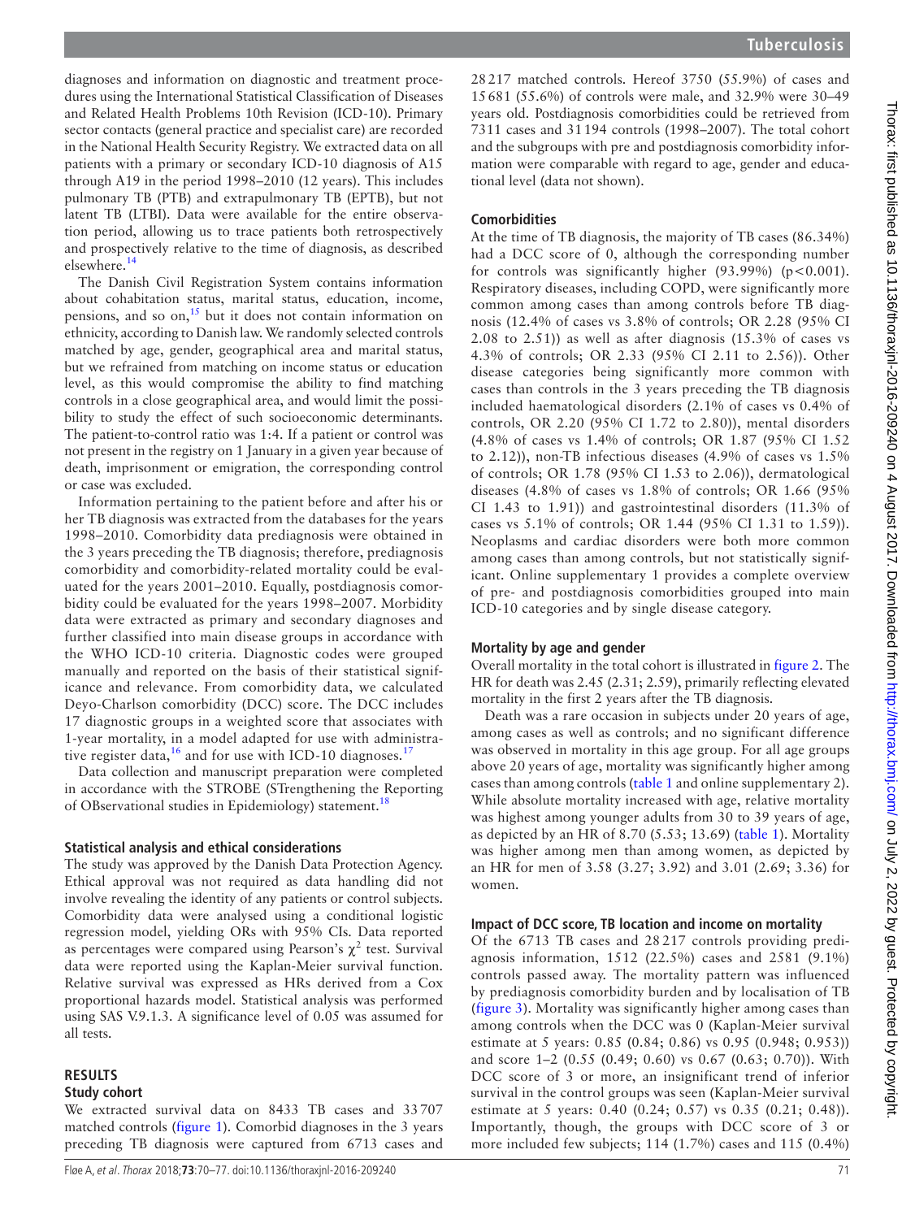diagnoses and information on diagnostic and treatment procedures using the International Statistical Classification of Diseases and Related Health Problems 10th Revision (ICD-10). Primary sector contacts (general practice and specialist care) are recorded in the National Health Security Registry. We extracted data on all patients with a primary or secondary ICD-10 diagnosis of A15 through A19 in the period 1998–2010 (12 years). This includes pulmonary TB (PTB) and extrapulmonary TB (EPTB), but not latent TB (LTBI). Data were available for the entire observation period, allowing us to trace patients both retrospectively and prospectively relative to the time of diagnosis, as described elsewhere.[14]

The Danish Civil Registration System contains information about cohabitation status, marital status, education, income, pensions, and so on,[15] but it does not contain information on ethnicity, according to Danish law. We randomly selected controls matched by age, gender, geographical area and marital status, but we refrained from matching on income status or education level, as this would compromise the ability to find matching controls in a close geographical area, and would limit the possibility to study the effect of such socioeconomic determinants. The patient-to-control ratio was 1:4. If a patient or control was not present in the registry on 1 January in a given year because of death, imprisonment or emigration, the corresponding control or case was excluded.

Information pertaining to the patient before and after his or her TB diagnosis was extracted from the databases for the years 1998–2010. Comorbidity data prediagnosis were obtained in the 3 years preceding the TB diagnosis; therefore, prediagnosis comorbidity and comorbidity-related mortality could be evaluated for the years 2001–2010. Equally, postdiagnosis comorbidity could be evaluated for the years 1998–2007. Morbidity data were extracted as primary and secondary diagnoses and further classified into main disease groups in accordance with the WHO ICD-10 criteria. Diagnostic codes were grouped manually and reported on the basis of their statistical significance and relevance. From comorbidity data, we calculated Deyo-Charlson comorbidity (DCC) score. The DCC includes 17 diagnostic groups in a weighted score that associates with 1-year mortality, in a model adapted for use with administrative register data,[16] and for use with ICD-10 diagnoses.[17]

Data collection and manuscript preparation were completed in accordance with the STROBE (STrengthening the Reporting of OBservational studies in Epidemiology) statement.[18]

### Statistical analysis and ethical considerations

The study was approved by the Danish Data Protection Agency. Ethical approval was not required as data handling did not involve revealing the identity of any patients or control subjects. Comorbidity data were analysed using a conditional logistic regression model, yielding ORs with 95% CIs. Data reported as percentages were compared using Pearson's $\chi^2$ test. Survival data were reported using the Kaplan-Meier survival function. Relative survival was expressed as HRs derived from a Cox proportional hazards model. Statistical analysis was performed using SAS V.9.1.3. A significance level of 0.05 was assumed for all tests.

## RESULTS

### Study cohort

We extracted survival data on 8433 TB cases and 33 707 matched controls (figure 1). Comorbid diagnoses in the 3 years preceding TB diagnosis were captured from 6713 cases and 28 217 matched controls. Hereof 3750 (55.9%) of cases and 15 681 (55.6%) of controls were male, and 32.9% were 30–49 years old. Postdiagnosis comorbidities could be retrieved from 7311 cases and 31 194 controls (1998–2007). The total cohort and the subgroups with pre and postdiagnosis comorbidity information were comparable with regard to age, gender and educational level (data not shown).

### Comorbidities

At the time of TB diagnosis, the majority of TB cases (86.34%) had a DCC score of 0, although the corresponding number for controls was significantly higher (93.99%) ($p<0.001$). Respiratory diseases, including COPD, were significantly more common among cases than among controls before TB diagnosis (12.4% of cases vs 3.8% of controls; OR 2.28 (95% CI 2.08 to 2.51)) as well as after diagnosis (15.3% of cases vs 4.3% of controls; OR 2.33 (95% CI 2.11 to 2.56)). Other disease categories being significantly more common with cases than controls in the 3 years preceding the TB diagnosis included haematological disorders (2.1% of cases vs 0.4% of controls, OR 2.20 (95% CI 1.72 to 2.80)), mental disorders (4.8% of cases vs 1.4% of controls; OR 1.87 (95% CI 1.52 to 2.12)), non-TB infectious diseases (4.9% of cases vs 1.5% of controls; OR 1.78 (95% CI 1.53 to 2.06)), dermatological diseases (4.8% of cases vs 1.8% of controls; OR 1.66 (95% CI 1.43 to 1.91)) and gastrointestinal disorders (11.3% of cases vs 5.1% of controls; OR 1.44 (95% CI 1.31 to 1.59)). Neoplasms and cardiac disorders were both more common among cases than among controls, but not statistically significant. Online supplementary 1 provides a complete overview of pre- and postdiagnosis comorbidities grouped into main ICD-10 categories and by single disease category.

### Mortality by age and gender

Overall mortality in the total cohort is illustrated in figure 2. The HR for death was 2.45 (2.31; 2.59), primarily reflecting elevated mortality in the first 2 years after the TB diagnosis.

Death was a rare occasion in subjects under 20 years of age, among cases as well as controls; and no significant difference was observed in mortality in this age group. For all age groups above 20 years of age, mortality was significantly higher among cases than among controls (table 1 and online supplementary 2). While absolute mortality increased with age, relative mortality was highest among younger adults from 30 to 39 years of age, as depicted by an HR of 8.70 (5.53; 13.69) (table 1). Mortality was higher among men than among women, as depicted by an HR for men of 3.58 (3.27; 3.92) and 3.01 (2.69; 3.36) for women.

### Impact of DCC score, TB location and income on mortality

Of the 6713 TB cases and 28 217 controls providing prediagnosis information, 1512 (22.5%) cases and 2581 (9.1%) controls passed away. The mortality pattern was influenced by prediagnosis comorbidity burden and by localisation of TB (figure 3). Mortality was significantly higher among cases than among controls when the DCC was 0 (Kaplan-Meier survival estimate at 5 years: 0.85 (0.84; 0.86) vs 0.95 (0.948; 0.953)) and score 1–2 (0.55 (0.49; 0.60) vs 0.67 (0.63; 0.70)). With DCC score of 3 or more, an insignificant trend of inferior survival in the control groups was seen (Kaplan-Meier survival estimate at 5 years: 0.40 (0.24; 0.57) vs 0.35 (0.21; 0.48)). Importantly, though, the groups with DCC score of 3 or more included few subjects; 114 (1.7%) cases and 115 (0.4%)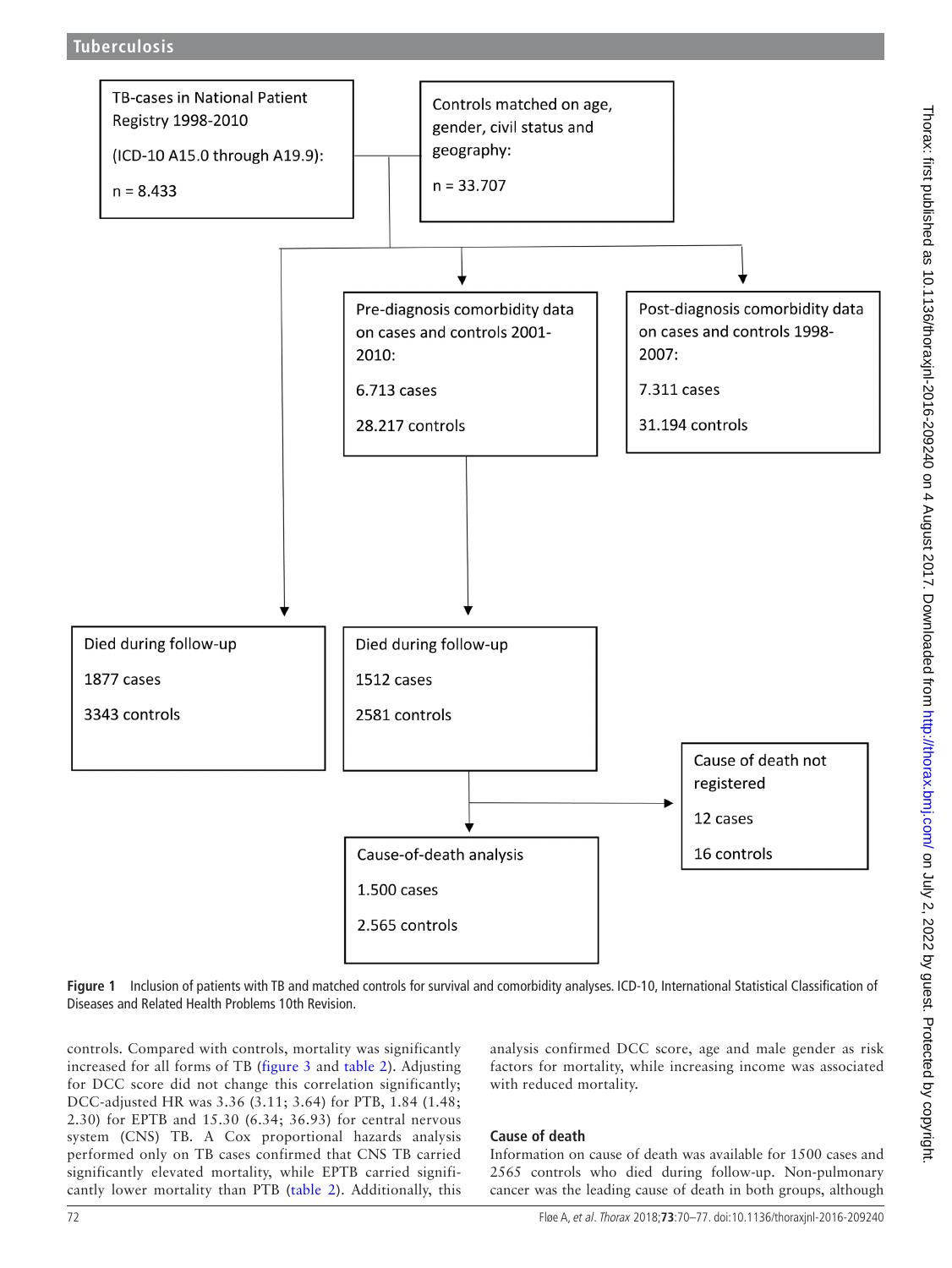TB-cases in National Patient Registry 1998-2010

(ICD-10 A15.0 through A19.9):

n = 8.433

Controls matched on age, gender, civil status and geography:

n = 33.707

Pre-diagnosis comorbidity data on cases and controls 2001-2010:

6.713 cases

28.217 controls

Post-diagnosis comorbidity data on cases and controls 1998-2007:

7.311 cases

31.194 controls

Died during follow-up

1877 cases

3343 controls

Died during follow-up

1512 cases

2581 controls

Cause of death not registered

12 cases

16 controls

Cause-of-death analysis

1.500 cases

2.565 controls

**Figure 1** Inclusion of patients with TB and matched controls for survival and comorbidity analyses. ICD-10, International Statistical Classification of Diseases and Related Health Problems 10th Revision.

controls. Compared with controls, mortality was significantly increased for all forms of TB (figure 3 and table 2). Adjusting for DCC score did not change this correlation significantly; DCC-adjusted HR was 3.36 (3.11; 3.64) for PTB, 1.84 (1.48; 2.30) for EPTB and 15.30 (6.34; 36.93) for central nervous system (CNS) TB. A Cox proportional hazards analysis performed only on TB cases confirmed that CNS TB carried significantly elevated mortality, while EPTB carried significantly lower mortality than PTB (table 2). Additionally, this analysis confirmed DCC score, age and male gender as risk factors for mortality, while increasing income was associated with reduced mortality.

### Cause of death

Information on cause of death was available for 1500 cases and 2565 controls who died during follow-up. Non-pulmonary cancer was the leading cause of death in both groups, although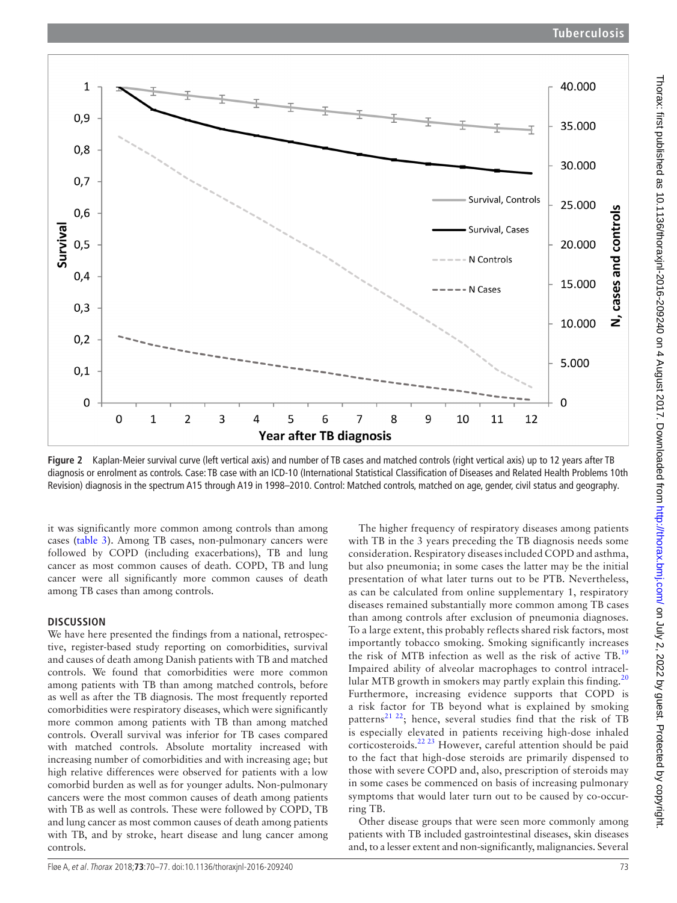Figure 2 Kaplan-Meier survival curve (left vertical axis) and number of TB cases and matched controls (right vertical axis) up to 12 years after TB diagnosis or enrolment as controls. Case: TB case with an ICD-10 (International Statistical Classification of Diseases and Related Health Problems 10th Revision) diagnosis in the spectrum A15 through A19 in 1998–2010. Control: Matched controls, matched on age, gender, civil status and geography.

it was significantly more common among controls than among cases (table 3). Among TB cases, non-pulmonary cancers were followed by COPD (including exacerbations), TB and lung cancer as most common causes of death. COPD, TB and lung cancer were all significantly more common causes of death among TB cases than among controls.

## DISCUSSION

We have here presented the findings from a national, retrospective, register-based study reporting on comorbidities, survival and causes of death among Danish patients with TB and matched controls. We found that comorbidities were more common among patients with TB than among matched controls, before as well as after the TB diagnosis. The most frequently reported comorbidities were respiratory diseases, which were significantly more common among patients with TB than among matched controls. Overall survival was inferior for TB cases compared with matched controls. Absolute mortality increased with increasing number of comorbidities and with increasing age; but high relative differences were observed for patients with a low comorbid burden as well as for younger adults. Non-pulmonary cancers were the most common causes of death among patients with TB as well as controls. These were followed by COPD, TB and lung cancer as most common causes of death among patients with TB, and by stroke, heart disease and lung cancer among controls.

The higher frequency of respiratory diseases among patients with TB in the 3 years preceding the TB diagnosis needs some consideration. Respiratory diseases included COPD and asthma, but also pneumonia; in some cases the latter may be the initial presentation of what later turns out to be PTB. Nevertheless, as can be calculated from online supplementary 1, respiratory diseases remained substantially more common among TB cases than among controls after exclusion of pneumonia diagnoses. To a large extent, this probably reflects shared risk factors, most importantly tobacco smoking. Smoking significantly increases the risk of MTB infection as well as the risk of active TB.[19] Impaired ability of alveolar macrophages to control intracellular MTB growth in smokers may partly explain this finding.[20] Furthermore, increasing evidence supports that COPD is a risk factor for TB beyond what is explained by smoking patterns[21 22]; hence, several studies find that the risk of TB is especially elevated in patients receiving high-dose inhaled corticosteroids.[22 23] However, careful attention should be paid to the fact that high-dose steroids are primarily dispensed to those with severe COPD and, also, prescription of steroids may in some cases be commenced on basis of increasing pulmonary symptoms that would later turn out to be caused by co-occurring TB.

Other disease groups that were seen more commonly among patients with TB included gastrointestinal diseases, skin diseases and, to a lesser extent and non-significantly, malignancies. Several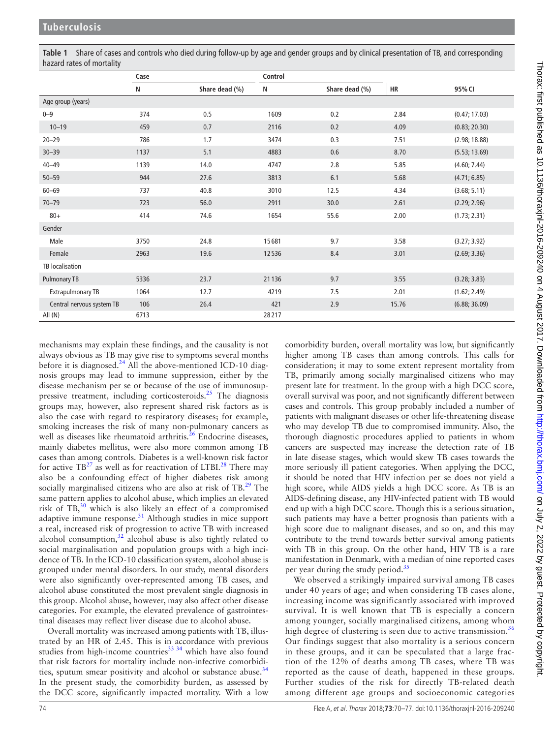**Table 1** Share of cases and controls who died during follow-up by age and gender groups and by clinical presentation of TB, and corresponding hazard rates of mortality

| | Case | | Control | | | |
|---|---|---|---|---|---|---|
| | N | Share dead (%) | N | Share dead (%) | HR | 95% CI |
| Age group (years) | | | | | | |
| 0–9 | 374 | 0.5 | 1609 | 0.2 | 2.84 | (0.47; 17.03) |
| 10–19 | 459 | 0.7 | 2116 | 0.2 | 4.09 | (0.83; 20.30) |
| 20–29 | 786 | 1.7 | 3474 | 0.3 | 7.51 | (2.98; 18.88) |
| 30–39 | 1137 | 5.1 | 4883 | 0.6 | 8.70 | (5.53; 13.69) |
| 40–49 | 1139 | 14.0 | 4747 | 2.8 | 5.85 | (4.60; 7.44) |
| 50–59 | 944 | 27.6 | 3813 | 6.1 | 5.68 | (4.71; 6.85) |
| 60–69 | 737 | 40.8 | 3010 | 12.5 | 4.34 | (3.68; 5.11) |
| 70–79 | 723 | 56.0 | 2911 | 30.0 | 2.61 | (2.29; 2.96) |
| 80+ | 414 | 74.6 | 1654 | 55.6 | 2.00 | (1.73; 2.31) |
| Gender | | | | | | |
| Male | 3750 | 24.8 | 15681 | 9.7 | 3.58 | (3.27; 3.92) |
| Female | 2963 | 19.6 | 12536 | 8.4 | 3.01 | (2.69; 3.36) |
| TB localisation | | | | | | |
| Pulmonary TB | 5336 | 23.7 | 21136 | 9.7 | 3.55 | (3.28; 3.83) |
| Extrapulmonary TB | 1064 | 12.7 | 4219 | 7.5 | 2.01 | (1.62; 2.49) |
| Central nervous system TB | 106 | 26.4 | 421 | 2.9 | 15.76 | (6.88; 36.09) |
| All (N) | 6713 | | 28217 | | | |

mechanisms may explain these findings, and the causality is not always obvious as TB may give rise to symptoms several months before it is diagnosed.[24] All the above-mentioned ICD-10 diagnosis groups may lead to immune suppression, either by the disease mechanism per se or because of the use of immunosuppressive treatment, including corticosteroids.[25] The diagnosis groups may, however, also represent shared risk factors as is also the case with regard to respiratory diseases; for example, smoking increases the risk of many non-pulmonary cancers as well as diseases like rheumatoid arthritis.[26] Endocrine diseases, mainly diabetes mellitus, were also more common among TB cases than among controls. Diabetes is a well-known risk factor for active TB[27] as well as for reactivation of LTBI.[28] There may also be a confounding effect of higher diabetes risk among socially marginalised citizens who are also at risk of TB.[29] The same pattern applies to alcohol abuse, which implies an elevated risk of TB,[30] which is also likely an effect of a compromised adaptive immune response.[31] Although studies in mice support a real, increased risk of progression to active TB with increased alcohol consumption,[32] alcohol abuse is also tightly related to social marginalisation and population groups with a high incidence of TB. In the ICD-10 classification system, alcohol abuse is grouped under mental disorders. In our study, mental disorders were also significantly over-represented among TB cases, and alcohol abuse constituted the most prevalent single diagnosis in this group. Alcohol abuse, however, may also affect other disease categories. For example, the elevated prevalence of gastrointestinal diseases may reflect liver disease due to alcohol abuse.

Overall mortality was increased among patients with TB, illustrated by an HR of 2.45. This is in accordance with previous studies from high-income countries[33,34] which have also found that risk factors for mortality include non-infective comorbidities, sputum smear positivity and alcohol or substance abuse.[34] In the present study, the comorbidity burden, as assessed by the DCC score, significantly impacted mortality. With a low comorbidity burden, overall mortality was low, but significantly higher among TB cases than among controls. This calls for consideration; it may to some extent represent mortality from TB, primarily among socially marginalised citizens who may present late for treatment. In the group with a high DCC score, overall survival was poor, and not significantly different between cases and controls. This group probably included a number of patients with malignant diseases or other life-threatening disease who may develop TB due to compromised immunity. Also, the thorough diagnostic procedures applied to patients in whom cancers are suspected may increase the detection rate of TB in late disease stages, which would skew TB cases towards the more seriously ill patient categories. When applying the DCC, it should be noted that HIV infection per se does not yield a high score, while AIDS yields a high DCC score. As TB is an AIDS-defining disease, any HIV-infected patient with TB would end up with a high DCC score. Though this is a serious situation, such patients may have a better prognosis than patients with a high score due to malignant diseases, and so on, and this may contribute to the trend towards better survival among patients with TB in this group. On the other hand, HIV TB is a rare manifestation in Denmark, with a median of nine reported cases per year during the study period.[35]

We observed a strikingly impaired survival among TB cases under 40 years of age; and when considering TB cases alone, increasing income was significantly associated with improved survival. It is well known that TB is especially a concern among younger, socially marginalised citizens, among whom high degree of clustering is seen due to active transmission.[36] Our findings suggest that also mortality is a serious concern in these groups, and it can be speculated that a large fraction of the 12% of deaths among TB cases, where TB was reported as the cause of death, happened in these groups. Further studies of the risk for directly TB-related death among different age groups and socioeconomic categories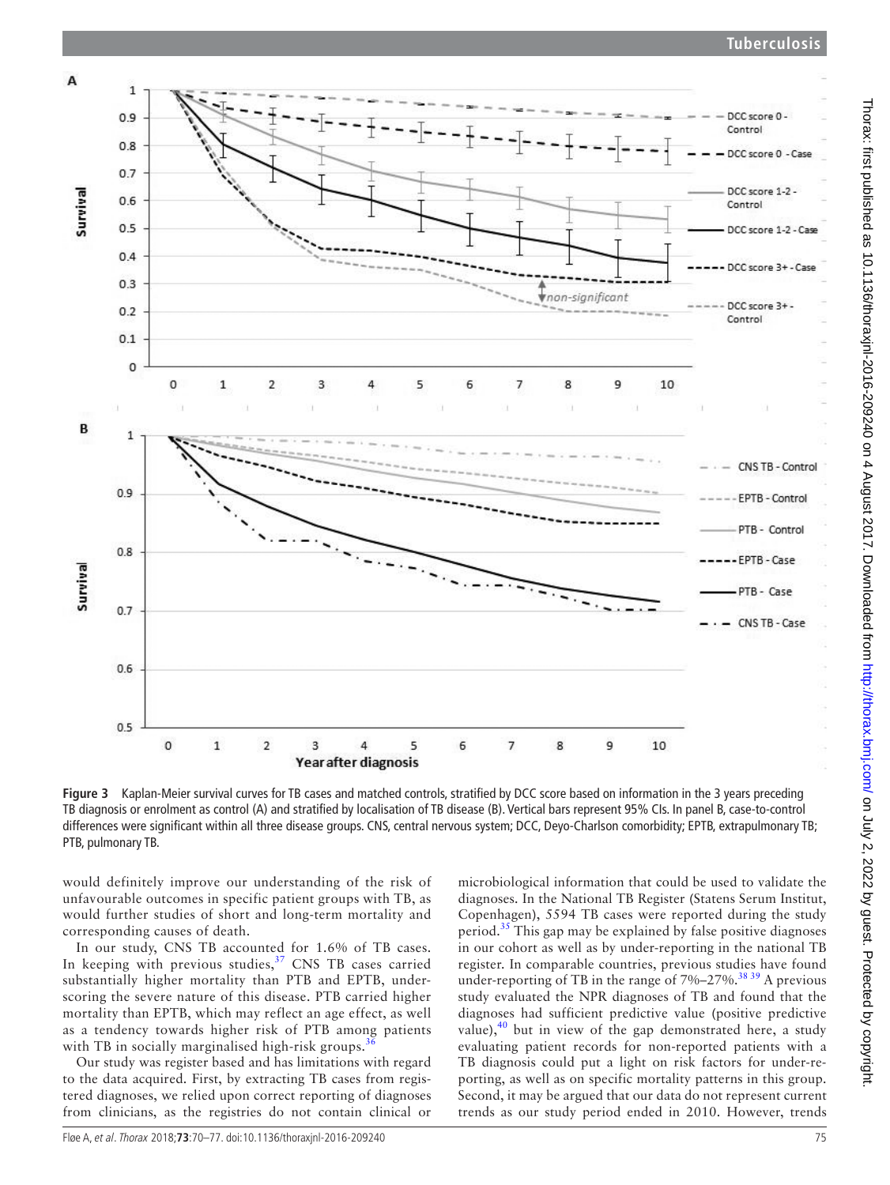Figure 3 Kaplan-Meier survival curves for TB cases and matched controls, stratified by DCC score based on information in the 3 years preceding TB diagnosis or enrolment as control (A) and stratified by localisation of TB disease (B). Vertical bars represent 95% CIs. In panel B, case-to-control differences were significant within all three disease groups. CNS, central nervous system; DCC, Deyo-Charlson comorbidity; EPTB, extrapulmonary TB; PTB, pulmonary TB.

would definitely improve our understanding of the risk of unfavourable outcomes in specific patient groups with TB, as would further studies of short and long-term mortality and corresponding causes of death.

In our study, CNS TB accounted for 1.6% of TB cases. In keeping with previous studies,[37] CNS TB cases carried substantially higher mortality than PTB and EPTB, underscoring the severe nature of this disease. PTB carried higher mortality than EPTB, which may reflect an age effect, as well as a tendency towards higher risk of PTB among patients with TB in socially marginalised high-risk groups.[36]

Our study was register based and has limitations with regard to the data acquired. First, by extracting TB cases from registered diagnoses, we relied upon correct reporting of diagnoses from clinicians, as the registries do not contain clinical or microbiological information that could be used to validate the diagnoses. In the National TB Register (Statens Serum Institut, Copenhagen), 5594 TB cases were reported during the study period.[35] This gap may be explained by false positive diagnoses in our cohort as well as by under-reporting in the national TB register. In comparable countries, previous studies have found under-reporting of TB in the range of 7%–27%.[38,39] A previous study evaluated the NPR diagnoses of TB and found that the diagnoses had sufficient predictive value (positive predictive value),[40] but in view of the gap demonstrated here, a study evaluating patient records for non-reported patients with a TB diagnosis could put a light on risk factors for under-reporting, as well as on specific mortality patterns in this group. Second, it may be argued that our data do not represent current trends as our study period ended in 2010. However, trends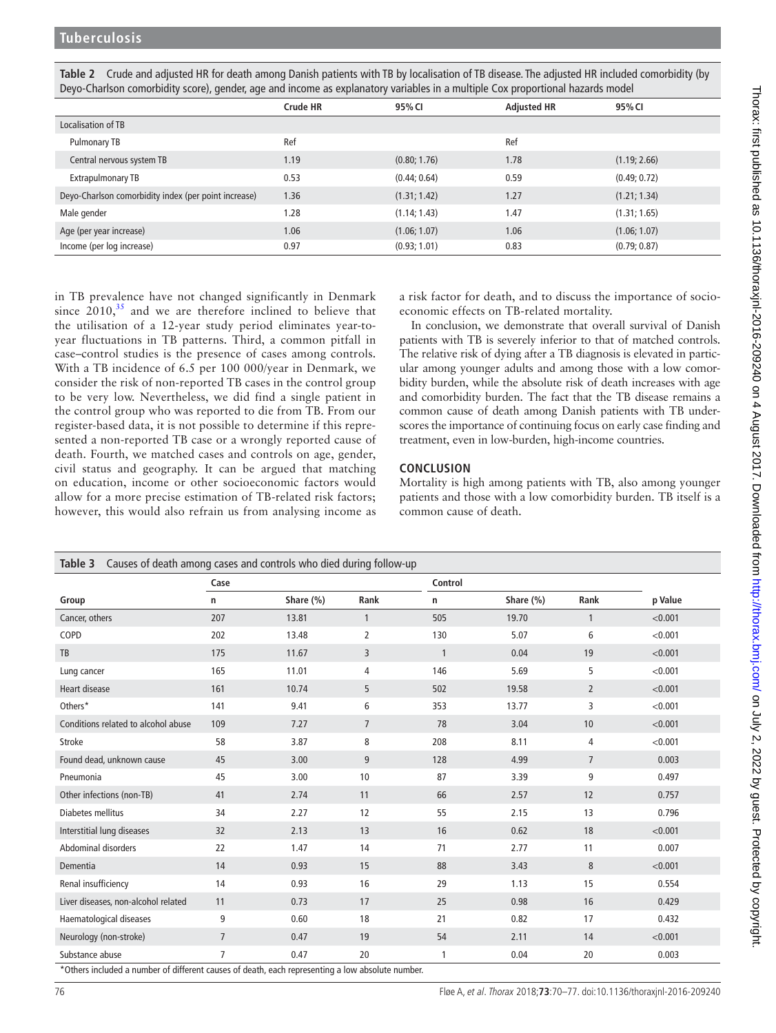**Table 2** Crude and adjusted HR for death among Danish patients with TB by localisation of TB disease. The adjusted HR included comorbidity (by Deyo-Charlson comorbidity score), gender, age and income as explanatory variables in a multiple Cox proportional hazards model

| | Crude HR | 95% CI | Adjusted HR | 95% CI |
|---|---|---|---|---|
| Localisation of TB | | | | |
| Pulmonary TB | Ref | | Ref | |
| Central nervous system TB | 1.19 | (0.80; 1.76) | 1.78 | (1.19; 2.66) |
| Extrapulmonary TB | 0.53 | (0.44; 0.64) | 0.59 | (0.49; 0.72) |
| Deyo-Charlson comorbidity index (per point increase) | 1.36 | (1.31; 1.42) | 1.27 | (1.21; 1.34) |
| Male gender | 1.28 | (1.14; 1.43) | 1.47 | (1.31; 1.65) |
| Age (per year increase) | 1.06 | (1.06; 1.07) | 1.06 | (1.06; 1.07) |
| Income (per log increase) | 0.97 | (0.93; 1.01) | 0.83 | (0.79; 0.87) |

in TB prevalence have not changed significantly in Denmark since 2010,[35] and we are therefore inclined to believe that the utilisation of a 12-year study period eliminates year-to-year fluctuations in TB patterns. Third, a common pitfall in case–control studies is the presence of cases among controls. With a TB incidence of 6.5 per 100 000/year in Denmark, we consider the risk of non-reported TB cases in the control group to be very low. Nevertheless, we did find a single patient in the control group who was reported to die from TB. From our register-based data, it is not possible to determine if this represented a non-reported TB case or a wrongly reported cause of death. Fourth, we matched cases and controls on age, gender, civil status and geography. It can be argued that matching on education, income or other socioeconomic factors would allow for a more precise estimation of TB-related risk factors; however, this would also refrain us from analysing income as a risk factor for death, and to discuss the importance of socioeconomic effects on TB-related mortality.

In conclusion, we demonstrate that overall survival of Danish patients with TB is severely inferior to that of matched controls. The relative risk of dying after a TB diagnosis is elevated in particular among younger adults and among those with a low comorbidity burden, while the absolute risk of death increases with age and comorbidity burden. The fact that the TB disease remains a common cause of death among Danish patients with TB underscores the importance of continuing focus on early case finding and treatment, even in low-burden, high-income countries.

## CONCLUSION

Mortality is high among patients with TB, also among younger patients and those with a low comorbidity burden. TB itself is a common cause of death.

**Table 3** Causes of death among cases and controls who died during follow-up

| | Case | | | Control | | | |
|---|---|---|---|---|---|---|---|
| Group | n | Share (%) | Rank | n | Share (%) | Rank | p Value |
| Cancer, others | 207 | 13.81 | 1 | 505 | 19.70 | 1 | <0.001 |
| COPD | 202 | 13.48 | 2 | 130 | 5.07 | 6 | <0.001 |
| TB | 175 | 11.67 | 3 | 1 | 0.04 | 19 | <0.001 |
| Lung cancer | 165 | 11.01 | 4 | 146 | 5.69 | 5 | <0.001 |
| Heart disease | 161 | 10.74 | 5 | 502 | 19.58 | 2 | <0.001 |
| Others* | 141 | 9.41 | 6 | 353 | 13.77 | 3 | <0.001 |
| Conditions related to alcohol abuse | 109 | 7.27 | 7 | 78 | 3.04 | 10 | <0.001 |
| Stroke | 58 | 3.87 | 8 | 208 | 8.11 | 4 | <0.001 |
| Found dead, unknown cause | 45 | 3.00 | 9 | 128 | 4.99 | 7 | 0.003 |
| Pneumonia | 45 | 3.00 | 10 | 87 | 3.39 | 9 | 0.497 |
| Other infections (non-TB) | 41 | 2.74 | 11 | 66 | 2.57 | 12 | 0.757 |
| Diabetes mellitus | 34 | 2.27 | 12 | 55 | 2.15 | 13 | 0.796 |
| Interstitial lung diseases | 32 | 2.13 | 13 | 16 | 0.62 | 18 | <0.001 |
| Abdominal disorders | 22 | 1.47 | 14 | 71 | 2.77 | 11 | 0.007 |
| Dementia | 14 | 0.93 | 15 | 88 | 3.43 | 8 | <0.001 |
| Renal insufficiency | 14 | 0.93 | 16 | 29 | 1.13 | 15 | 0.554 |
| Liver diseases, non-alcohol related | 11 | 0.73 | 17 | 25 | 0.98 | 16 | 0.429 |
| Haematological diseases | 9 | 0.60 | 18 | 21 | 0.82 | 17 | 0.432 |
| Neurology (non-stroke) | 7 | 0.47 | 19 | 54 | 2.11 | 14 | <0.001 |
| Substance abuse | 7 | 0.47 | 20 | 1 | 0.04 | 20 | 0.003 |

*Others included a number of different causes of death, each representing a low absolute number.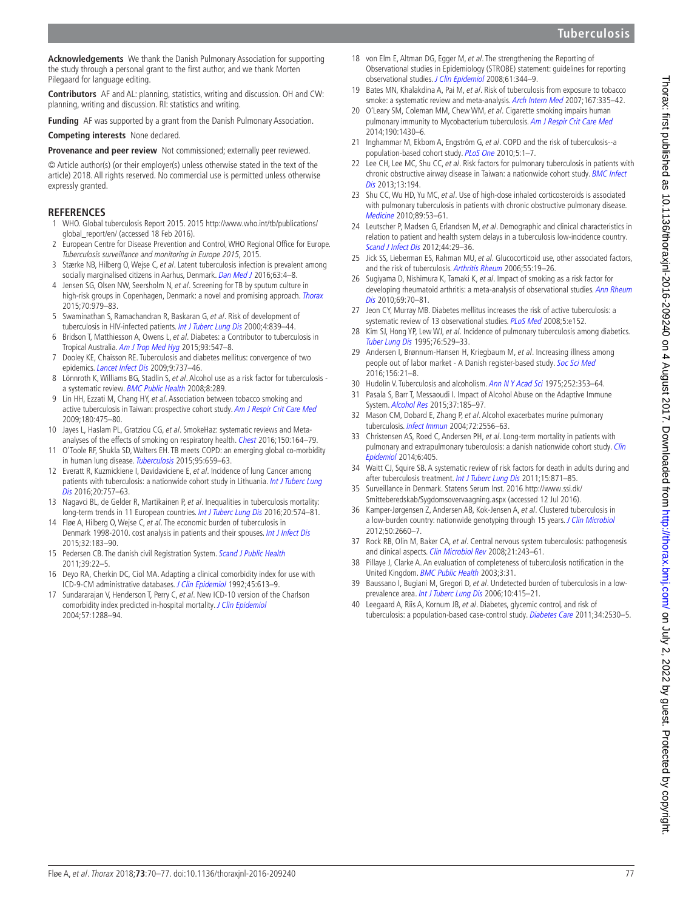**Acknowledgements** We thank the Danish Pulmonary Association for supporting the study through a personal grant to the first author, and we thank Morten Pilegaard for language editing.

**Contributors** AF and AL: planning, statistics, writing and discussion. OH and CW: planning, writing and discussion. RI: statistics and writing.

**Funding** AF was supported by a grant from the Danish Pulmonary Association.

**Competing interests** None declared.

**Provenance and peer review** Not commissioned; externally peer reviewed.

© Article author(s) (or their employer(s) unless otherwise stated in the text of the article) 2018. All rights reserved. No commercial use is permitted unless otherwise expressly granted.

## REFERENCES

1. WHO. Global tuberculosis Report 2015. 2015 http://www.who.int/tb/publications/global_report/en/ (accessed 18 Feb 2016).
2. European Centre for Disease Prevention and Control, WHO Regional Office for Europe. *Tuberculosis surveillance and monitoring in Europe 2015*, 2015.
3. Stærke NB, Hilberg O, Wejse C, *et al*. Latent tuberculosis infection is prevalent among socially marginalised citizens in Aarhus, Denmark. *Dan Med J* 2016;63:4–8.
4. Jensen SG, Olsen NW, Seersholm N, *et al*. Screening for TB by sputum culture in high-risk groups in Copenhagen, Denmark: a novel and promising approach. *Thorax* 2015;70:979–83.
5. Swaminathan S, Ramachandran R, Baskaran G, *et al*. Risk of development of tuberculosis in HIV-infected patients. *Int J Tuberc Lung Dis* 2000;4:839–44.
6. Bridson T, Matthiesson A, Owens L, *et al*. Diabetes: a Contributor to tuberculosis in Tropical Australia. *Am J Trop Med Hyg* 2015;93:547–8.
7. Dooley KE, Chaisson RE. Tuberculosis and diabetes mellitus: convergence of two epidemics. *Lancet Infect Dis* 2009;9:737–46.
8. Lönnroth K, Williams BG, Stadlin S, *et al*. Alcohol use as a risk factor for tuberculosis - a systematic review. *BMC Public Health* 2008;8:289.
9. Lin HH, Ezzati M, Chang HY, *et al*. Association between tobacco smoking and active tuberculosis in Taiwan: prospective cohort study. *Am J Respir Crit Care Med* 2009;180:475–80.
10. Jayes L, Haslam PL, Gratziou CG, *et al*. SmokeHaz: systematic reviews and Meta-analyses of the effects of smoking on respiratory health. *Chest* 2016;150:164–79.
11. O'Toole RF, Shukla SD, Walters EH. TB meets COPD: an emerging global co-morbidity in human lung disease. *Tuberculosis* 2015;95:659–63.
12. Everatt R, Kuzmickiene I, Davidaviciene E, *et al*. Incidence of lung Cancer among patients with tuberculosis: a nationwide cohort study in Lithuania. *Int J Tuberc Lung Dis* 2016;20:757–63.
13. Nagavci BL, de Gelder R, Martikainen P, *et al*. Inequalities in tuberculosis mortality: long-term trends in 11 European countries. *Int J Tuberc Lung Dis* 2016;20:574–81.
14. Fløe A, Hilberg O, Wejse C, *et al*. The economic burden of tuberculosis in Denmark 1998-2010. cost analysis in patients and their spouses. *Int J Infect Dis* 2015;32:183–90.
15. Pedersen CB. The danish civil Registration System. *Scand J Public Health* 2011;39:22–5.
16. Deyo RA, Cherkin DC, Ciol MA. Adapting a clinical comorbidity index for use with ICD-9-CM administrative databases. *J Clin Epidemiol* 1992;45:613–9.
17. Sundararajan V, Henderson T, Perry C, *et al*. New ICD-10 version of the Charlson comorbidity index predicted in-hospital mortality. *J Clin Epidemiol* 2004;57:1288–94.
18. von Elm E, Altman DG, Egger M, *et al*. The strengthening the Reporting of Observational studies in Epidemiology (STROBE) statement: guidelines for reporting observational studies. *J Clin Epidemiol* 2008;61:344–9.
19. Bates MN, Khalakdina A, Pai M, *et al*. Risk of tuberculosis from exposure to tobacco smoke: a systematic review and meta-analysis. *Arch Intern Med* 2007;167:335–42.
20. O'Leary SM, Coleman MM, Chew WM, *et al*. Cigarette smoking impairs human pulmonary immunity to Mycobacterium tuberculosis. *Am J Respir Crit Care Med* 2014;190:1430–6.
21. Inghammar M, Ekbom A, Engström G, *et al*. COPD and the risk of tuberculosis--a population-based cohort study. *PLoS One* 2010;5:1–7.
22. Lee CH, Lee MC, Shu CC, *et al*. Risk factors for pulmonary tuberculosis in patients with chronic obstructive airway disease in Taiwan: a nationwide cohort study. *BMC Infect Dis* 2013;13:194.
23. Shu CC, Wu HD, Yu MC, *et al*. Use of high-dose inhaled corticosteroids is associated with pulmonary tuberculosis in patients with chronic obstructive pulmonary disease. *Medicine* 2010;89:53–61.
24. Leutscher P, Madsen G, Erlandsen M, *et al*. Demographic and clinical characteristics in relation to patient and health system delays in a tuberculosis low-incidence country. *Scand J Infect Dis* 2012;44:29–36.
25. Jick SS, Lieberman ES, Rahman MU, *et al*. Glucocorticoid use, other associated factors, and the risk of tuberculosis. *Arthritis Rheum* 2006;55:19–26.
26. Sugiyama D, Nishimura K, Tamaki K, *et al*. Impact of smoking as a risk factor for developing rheumatoid arthritis: a meta-analysis of observational studies. *Ann Rheum Dis* 2010;69:70–81.
27. Jeon CY, Murray MB. Diabetes mellitus increases the risk of active tuberculosis: a systematic review of 13 observational studies. *PLoS Med* 2008;5:e152.
28. Kim SJ, Hong YP, Lew WJ, *et al*. Incidence of pulmonary tuberculosis among diabetics. *Tuber Lung Dis* 1995;76:529–33.
29. Andersen I, Brønnum-Hansen H, Kriegbaum M, *et al*. Increasing illness among people out of labor market - A Danish register-based study. *Soc Sci Med* 2016;156:21–8.
30. Hudolin V. Tuberculosis and alcoholism. *Ann N Y Acad Sci* 1975;252:353–64.
31. Pasala S, Barr T, Messaoudi I. Impact of Alcohol Abuse on the Adaptive Immune System. *Alcohol Res* 2015;37:185–97.
32. Mason CM, Dobard E, Zhang P, *et al*. Alcohol exacerbates murine pulmonary tuberculosis. *Infect Immun* 2004;72:2556–63.
33. Christensen AS, Roed C, Andersen PH, *et al*. Long-term mortality in patients with pulmonary and extrapulmonary tuberculosis: a danish nationwide cohort study. *Clin Epidemiol* 2014;6:405.
34. Waitt CJ, Squire SB. A systematic review of risk factors for death in adults during and after tuberculosis treatment. *Int J Tuberc Lung Dis* 2011;15:871–85.
35. Surveillance in Denmark. Statens Serum Inst. 2016 http://www.ssi.dk/Smitteberedskab/Sygdomsovervaagning.aspx (accessed 12 Jul 2016).
36. Kamper-Jørgensen Z, Andersen AB, Kok-Jensen A, *et al*. Clustered tuberculosis in a low-burden country: nationwide genotyping through 15 years. *J Clin Microbiol* 2012;50:2660–7.
37. Rock RB, Olin M, Baker CA, *et al*. Central nervous system tuberculosis: pathogenesis and clinical aspects. *Clin Microbiol Rev* 2008;21:243–61.
38. Pillaye J, Clarke A. An evaluation of completeness of tuberculosis notification in the United Kingdom. *BMC Public Health* 2003;3:31.
39. Baussano I, Bugiani M, Gregori D, *et al*. Undetected burden of tuberculosis in a low-prevalence area. *Int J Tuberc Lung Dis* 2006;10:415–21.
40. Leegaard A, Riis A, Kornum JB, *et al*. Diabetes, glycemic control, and risk of tuberculosis: a population-based case-control study. *Diabetes Care* 2011;34:2530–5.